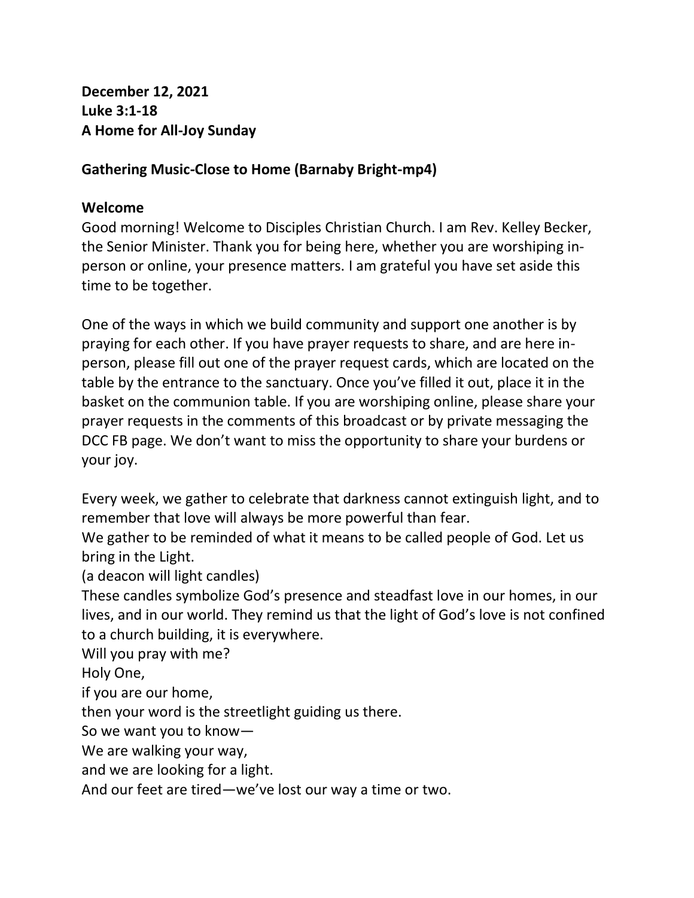**December 12, 2021**
**Luke 3:1-18**
**A Home for All-Joy Sunday**

**Gathering Music-Close to Home (Barnaby Bright-mp4)**

**Welcome**

Good morning! Welcome to Disciples Christian Church. I am Rev. Kelley Becker, the Senior Minister. Thank you for being here, whether you are worshiping in-person or online, your presence matters. I am grateful you have set aside this time to be together.

One of the ways in which we build community and support one another is by praying for each other. If you have prayer requests to share, and are here in-person, please fill out one of the prayer request cards, which are located on the table by the entrance to the sanctuary. Once you've filled it out, place it in the basket on the communion table. If you are worshiping online, please share your prayer requests in the comments of this broadcast or by private messaging the DCC FB page. We don't want to miss the opportunity to share your burdens or your joy.

Every week, we gather to celebrate that darkness cannot extinguish light, and to remember that love will always be more powerful than fear.
We gather to be reminded of what it means to be called people of God. Let us bring in the Light.
(a deacon will light candles)
These candles symbolize God's presence and steadfast love in our homes, in our lives, and in our world. They remind us that the light of God's love is not confined to a church building, it is everywhere.
Will you pray with me?
Holy One,
if you are our home,
then your word is the streetlight guiding us there.
So we want you to know—
We are walking your way,
and we are looking for a light.
And our feet are tired—we've lost our way a time or two.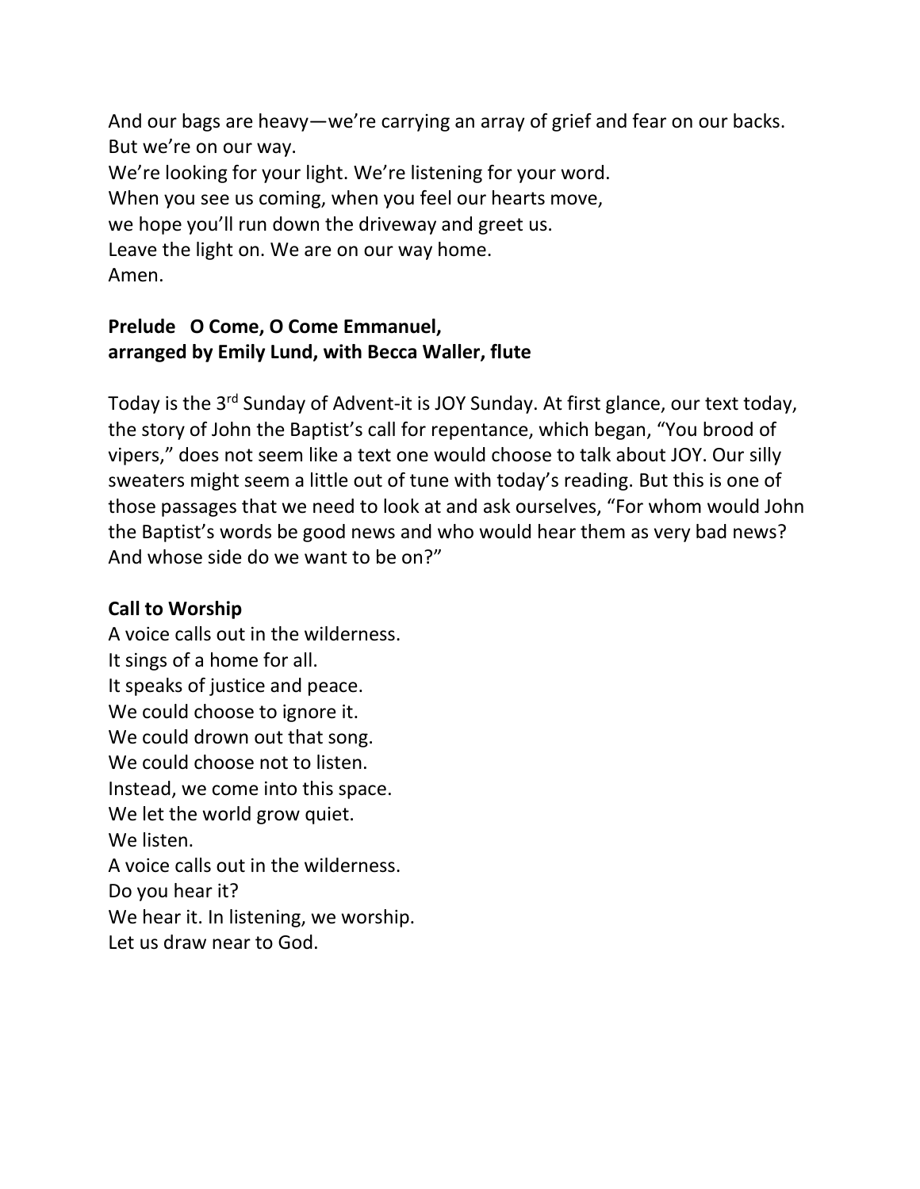And our bags are heavy—we're carrying an array of grief and fear on our backs.
But we're on our way.
We're looking for your light. We're listening for your word.
When you see us coming, when you feel our hearts move,
we hope you'll run down the driveway and greet us.
Leave the light on. We are on our way home.
Amen.

**Prelude   O Come, O Come Emmanuel,**
**arranged by Emily Lund, with Becca Waller, flute**

Today is the 3rd Sunday of Advent-it is JOY Sunday. At first glance, our text today, the story of John the Baptist's call for repentance, which began, "You brood of vipers," does not seem like a text one would choose to talk about JOY. Our silly sweaters might seem a little out of tune with today's reading. But this is one of those passages that we need to look at and ask ourselves, "For whom would John the Baptist's words be good news and who would hear them as very bad news? And whose side do we want to be on?"

**Call to Worship**

A voice calls out in the wilderness.
It sings of a home for all.
It speaks of justice and peace.
We could choose to ignore it.
We could drown out that song.
We could choose not to listen.
Instead, we come into this space.
We let the world grow quiet.
We listen.
A voice calls out in the wilderness.
Do you hear it?
We hear it. In listening, we worship.
Let us draw near to God.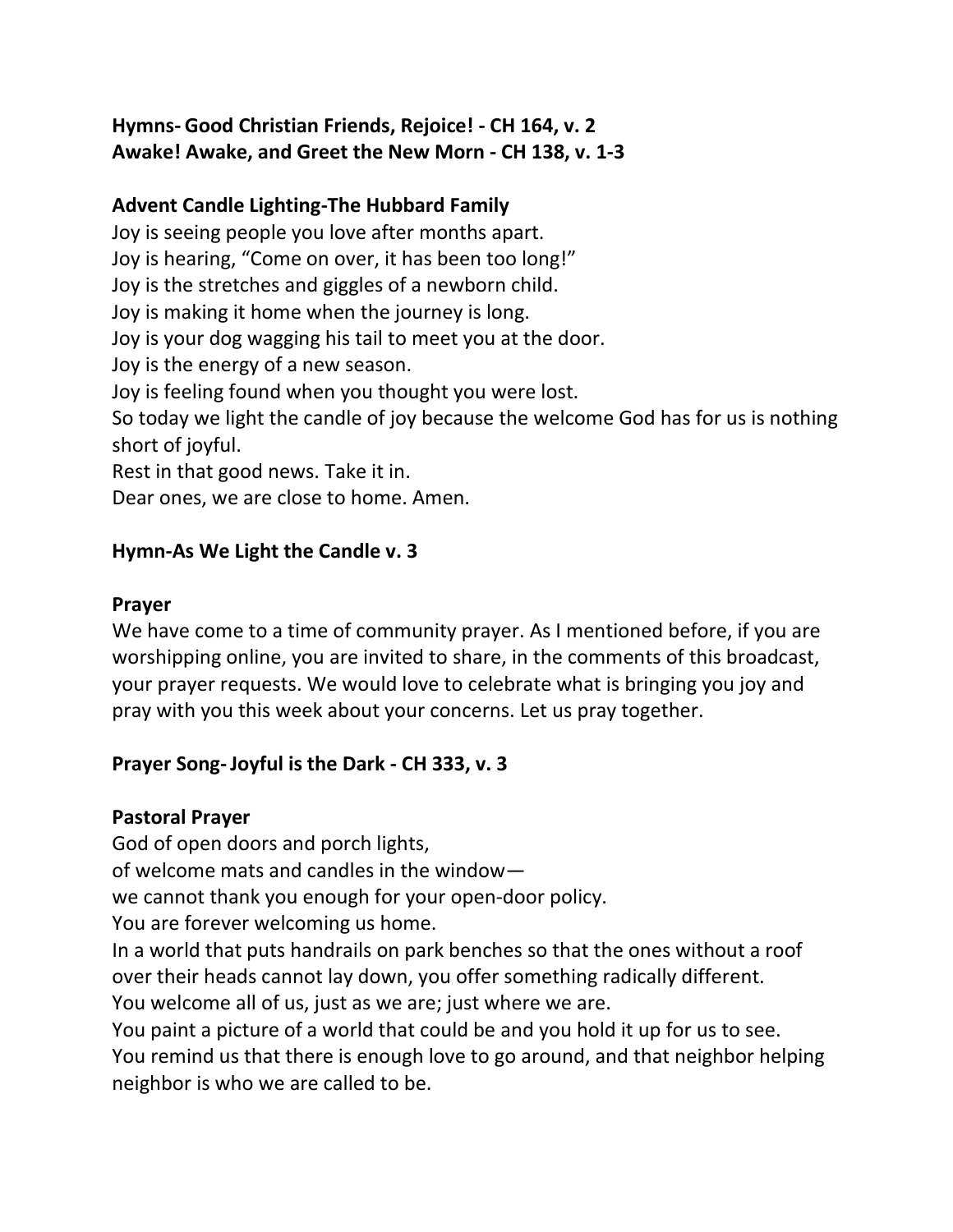**Hymns- Good Christian Friends, Rejoice! - CH 164, v. 2**
**Awake! Awake, and Greet the New Morn - CH 138, v. 1-3**

**Advent Candle Lighting-The Hubbard Family**

Joy is seeing people you love after months apart.
Joy is hearing, "Come on over, it has been too long!"
Joy is the stretches and giggles of a newborn child.
Joy is making it home when the journey is long.
Joy is your dog wagging his tail to meet you at the door.
Joy is the energy of a new season.
Joy is feeling found when you thought you were lost.
So today we light the candle of joy because the welcome God has for us is nothing short of joyful.
Rest in that good news. Take it in.
Dear ones, we are close to home. Amen.

**Hymn-As We Light the Candle v. 3**

**Prayer**

We have come to a time of community prayer. As I mentioned before, if you are worshipping online, you are invited to share, in the comments of this broadcast, your prayer requests. We would love to celebrate what is bringing you joy and pray with you this week about your concerns. Let us pray together.

**Prayer Song- Joyful is the Dark - CH 333, v. 3**

**Pastoral Prayer**

God of open doors and porch lights,
of welcome mats and candles in the window—
we cannot thank you enough for your open-door policy.
You are forever welcoming us home.
In a world that puts handrails on park benches so that the ones without a roof over their heads cannot lay down, you offer something radically different.
You welcome all of us, just as we are; just where we are.
You paint a picture of a world that could be and you hold it up for us to see.
You remind us that there is enough love to go around, and that neighbor helping neighbor is who we are called to be.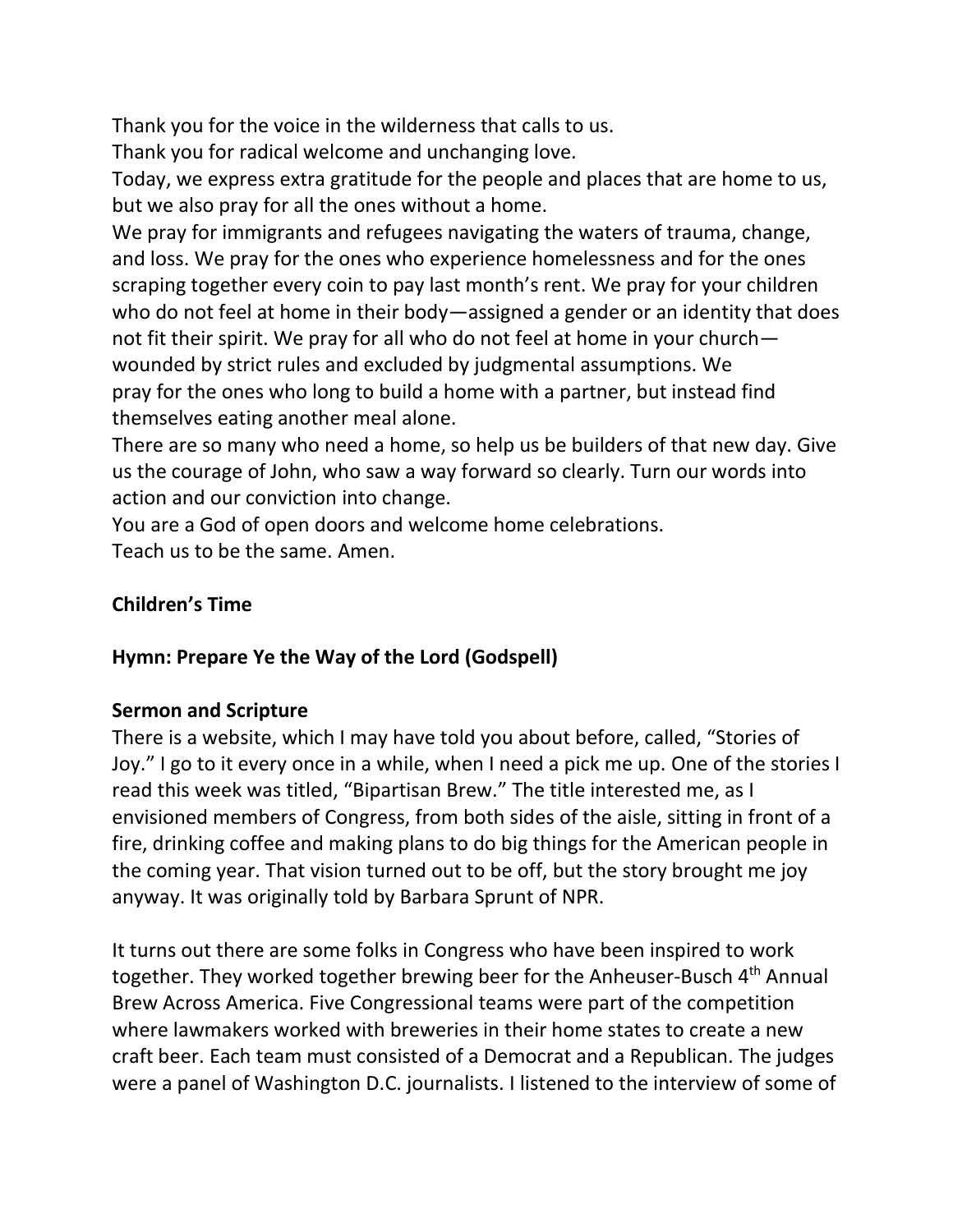Thank you for the voice in the wilderness that calls to us.
Thank you for radical welcome and unchanging love.
Today, we express extra gratitude for the people and places that are home to us, but we also pray for all the ones without a home.
We pray for immigrants and refugees navigating the waters of trauma, change, and loss. We pray for the ones who experience homelessness and for the ones scraping together every coin to pay last month's rent. We pray for your children who do not feel at home in their body—assigned a gender or an identity that does not fit their spirit. We pray for all who do not feel at home in your church—wounded by strict rules and excluded by judgmental assumptions. We pray for the ones who long to build a home with a partner, but instead find themselves eating another meal alone.
There are so many who need a home, so help us be builders of that new day. Give us the courage of John, who saw a way forward so clearly. Turn our words into action and our conviction into change.
You are a God of open doors and welcome home celebrations.
Teach us to be the same. Amen.

**Children's Time**

**Hymn: Prepare Ye the Way of the Lord (Godspell)**

**Sermon and Scripture**

There is a website, which I may have told you about before, called, "Stories of Joy." I go to it every once in a while, when I need a pick me up. One of the stories I read this week was titled, "Bipartisan Brew." The title interested me, as I envisioned members of Congress, from both sides of the aisle, sitting in front of a fire, drinking coffee and making plans to do big things for the American people in the coming year. That vision turned out to be off, but the story brought me joy anyway. It was originally told by Barbara Sprunt of NPR.

It turns out there are some folks in Congress who have been inspired to work together. They worked together brewing beer for the Anheuser-Busch 4th Annual Brew Across America. Five Congressional teams were part of the competition where lawmakers worked with breweries in their home states to create a new craft beer. Each team must consisted of a Democrat and a Republican. The judges were a panel of Washington D.C. journalists. I listened to the interview of some of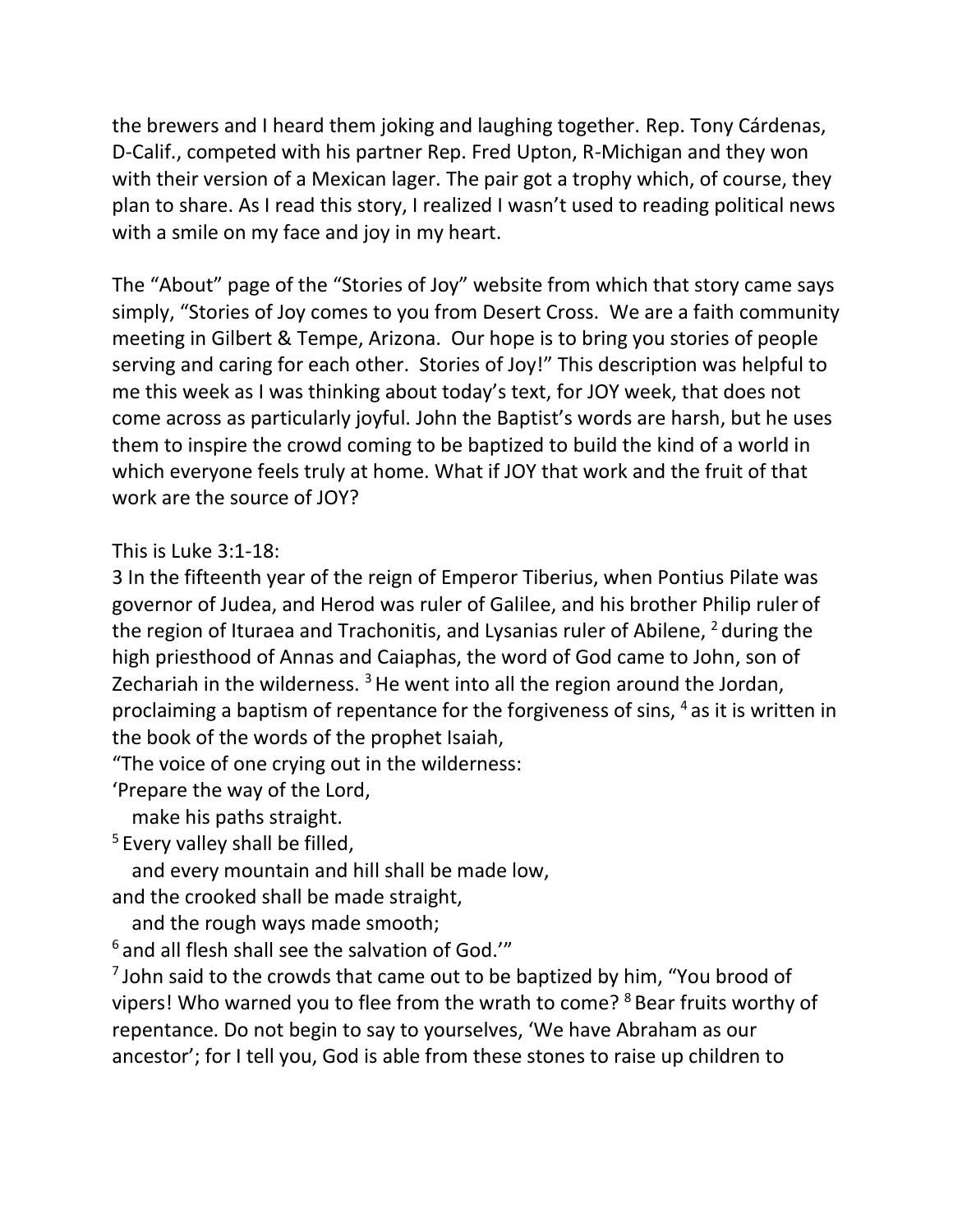the brewers and I heard them joking and laughing together. Rep. Tony Cárdenas, D-Calif., competed with his partner Rep. Fred Upton, R-Michigan and they won with their version of a Mexican lager. The pair got a trophy which, of course, they plan to share. As I read this story, I realized I wasn't used to reading political news with a smile on my face and joy in my heart.

The "About" page of the "Stories of Joy" website from which that story came says simply, "Stories of Joy comes to you from Desert Cross. We are a faith community meeting in Gilbert & Tempe, Arizona. Our hope is to bring you stories of people serving and caring for each other. Stories of Joy!" This description was helpful to me this week as I was thinking about today's text, for JOY week, that does not come across as particularly joyful. John the Baptist's words are harsh, but he uses them to inspire the crowd coming to be baptized to build the kind of a world in which everyone feels truly at home. What if JOY that work and the fruit of that work are the source of JOY?

This is Luke 3:1-18:

3 In the fifteenth year of the reign of Emperor Tiberius, when Pontius Pilate was governor of Judea, and Herod was ruler of Galilee, and his brother Philip ruler of the region of Ituraea and Trachonitis, and Lysanias ruler of Abilene, [2] during the high priesthood of Annas and Caiaphas, the word of God came to John, son of Zechariah in the wilderness. [3] He went into all the region around the Jordan, proclaiming a baptism of repentance for the forgiveness of sins, [4] as it is written in the book of the words of the prophet Isaiah,

"The voice of one crying out in the wilderness:
'Prepare the way of the Lord,
make his paths straight.
[5] Every valley shall be filled,
and every mountain and hill shall be made low,
and the crooked shall be made straight,
and the rough ways made smooth;
[6] and all flesh shall see the salvation of God.'"

[7] John said to the crowds that came out to be baptized by him, "You brood of vipers! Who warned you to flee from the wrath to come? [8] Bear fruits worthy of repentance. Do not begin to say to yourselves, 'We have Abraham as our ancestor'; for I tell you, God is able from these stones to raise up children to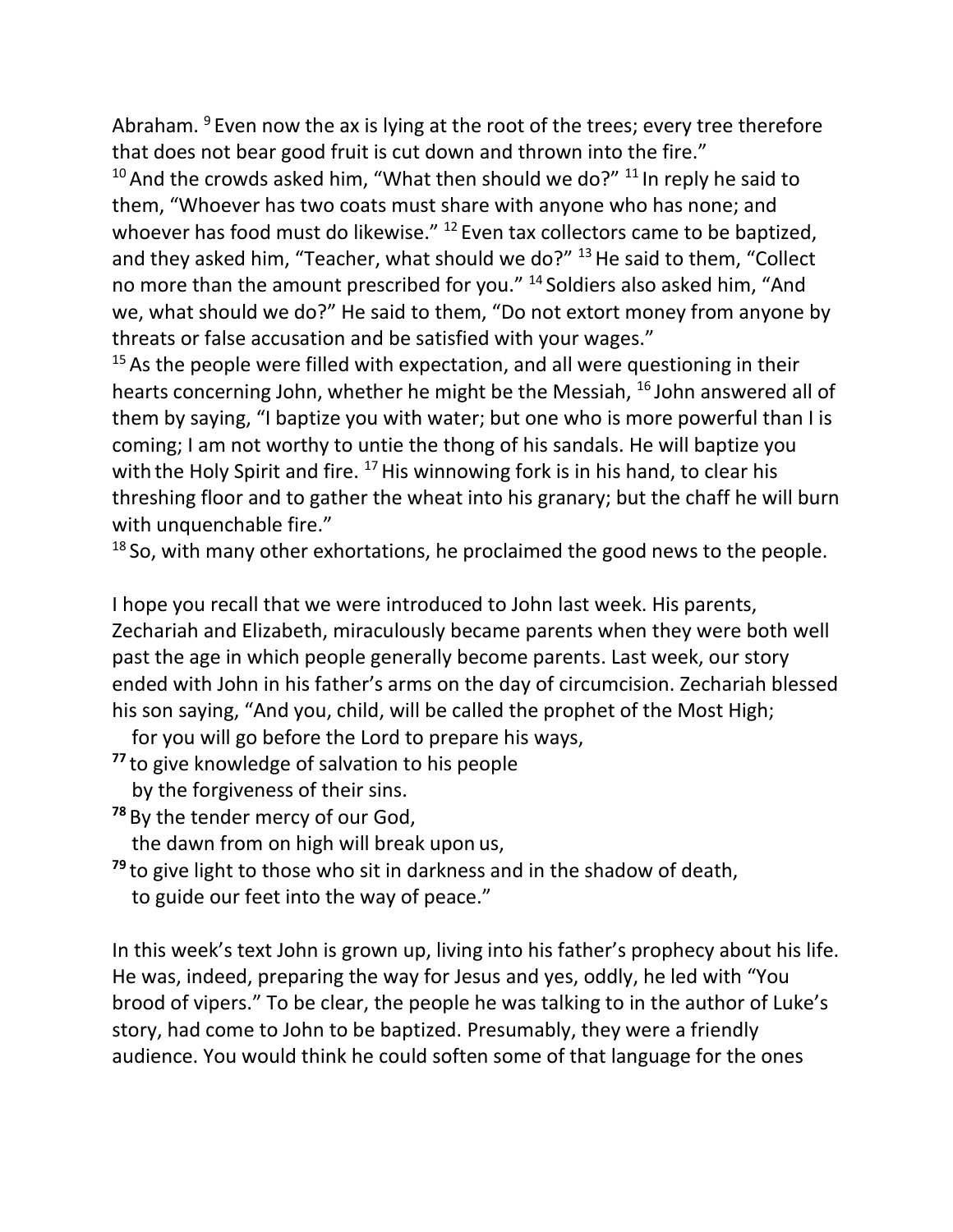Abraham. [9] Even now the ax is lying at the root of the trees; every tree therefore that does not bear good fruit is cut down and thrown into the fire."

[10] And the crowds asked him, "What then should we do?" [11] In reply he said to them, "Whoever has two coats must share with anyone who has none; and whoever has food must do likewise." [12] Even tax collectors came to be baptized, and they asked him, "Teacher, what should we do?" [13] He said to them, "Collect no more than the amount prescribed for you." [14] Soldiers also asked him, "And we, what should we do?" He said to them, "Do not extort money from anyone by threats or false accusation and be satisfied with your wages."

[15] As the people were filled with expectation, and all were questioning in their hearts concerning John, whether he might be the Messiah, [16] John answered all of them by saying, "I baptize you with water; but one who is more powerful than I is coming; I am not worthy to untie the thong of his sandals. He will baptize you with the Holy Spirit and fire. [17] His winnowing fork is in his hand, to clear his threshing floor and to gather the wheat into his granary; but the chaff he will burn with unquenchable fire."

[18] So, with many other exhortations, he proclaimed the good news to the people.

I hope you recall that we were introduced to John last week. His parents, Zechariah and Elizabeth, miraculously became parents when they were both well past the age in which people generally become parents. Last week, our story ended with John in his father's arms on the day of circumcision. Zechariah blessed his son saying, "And you, child, will be called the prophet of the Most High;
for you will go before the Lord to prepare his ways,
**77** to give knowledge of salvation to his people
by the forgiveness of their sins.
**78** By the tender mercy of our God,
the dawn from on high will break upon us,
**79** to give light to those who sit in darkness and in the shadow of death,
to guide our feet into the way of peace."

In this week's text John is grown up, living into his father's prophecy about his life. He was, indeed, preparing the way for Jesus and yes, oddly, he led with "You brood of vipers." To be clear, the people he was talking to in the author of Luke's story, had come to John to be baptized. Presumably, they were a friendly audience. You would think he could soften some of that language for the ones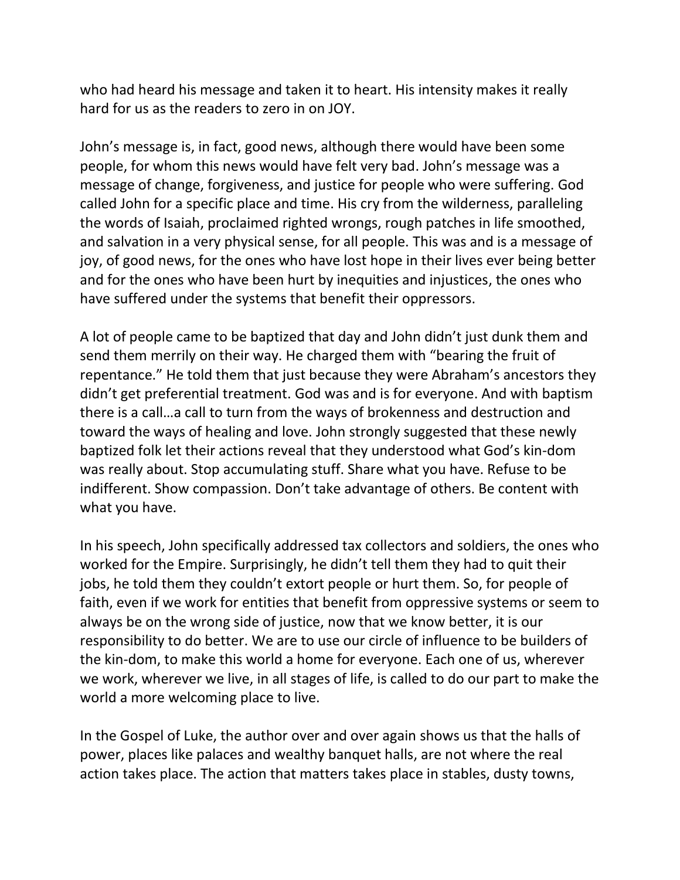who had heard his message and taken it to heart. His intensity makes it really hard for us as the readers to zero in on JOY.

John's message is, in fact, good news, although there would have been some people, for whom this news would have felt very bad. John's message was a message of change, forgiveness, and justice for people who were suffering. God called John for a specific place and time. His cry from the wilderness, paralleling the words of Isaiah, proclaimed righted wrongs, rough patches in life smoothed, and salvation in a very physical sense, for all people. This was and is a message of joy, of good news, for the ones who have lost hope in their lives ever being better and for the ones who have been hurt by inequities and injustices, the ones who have suffered under the systems that benefit their oppressors.

A lot of people came to be baptized that day and John didn't just dunk them and send them merrily on their way. He charged them with "bearing the fruit of repentance." He told them that just because they were Abraham's ancestors they didn't get preferential treatment. God was and is for everyone. And with baptism there is a call…a call to turn from the ways of brokenness and destruction and toward the ways of healing and love. John strongly suggested that these newly baptized folk let their actions reveal that they understood what God's kin-dom was really about. Stop accumulating stuff. Share what you have. Refuse to be indifferent. Show compassion. Don't take advantage of others. Be content with what you have.

In his speech, John specifically addressed tax collectors and soldiers, the ones who worked for the Empire. Surprisingly, he didn't tell them they had to quit their jobs, he told them they couldn't extort people or hurt them. So, for people of faith, even if we work for entities that benefit from oppressive systems or seem to always be on the wrong side of justice, now that we know better, it is our responsibility to do better. We are to use our circle of influence to be builders of the kin-dom, to make this world a home for everyone. Each one of us, wherever we work, wherever we live, in all stages of life, is called to do our part to make the world a more welcoming place to live.

In the Gospel of Luke, the author over and over again shows us that the halls of power, places like palaces and wealthy banquet halls, are not where the real action takes place. The action that matters takes place in stables, dusty towns,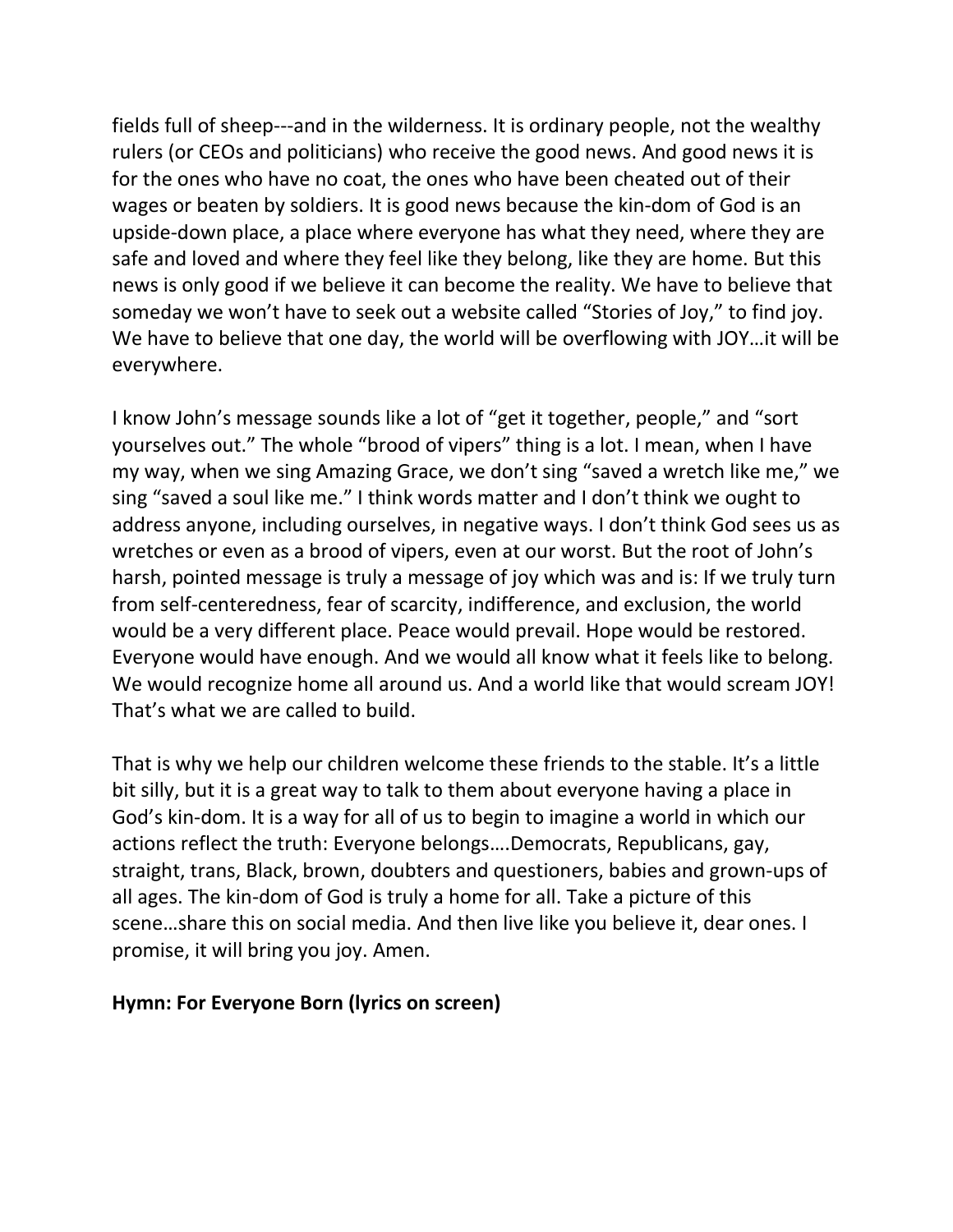fields full of sheep---and in the wilderness. It is ordinary people, not the wealthy rulers (or CEOs and politicians) who receive the good news. And good news it is for the ones who have no coat, the ones who have been cheated out of their wages or beaten by soldiers. It is good news because the kin-dom of God is an upside-down place, a place where everyone has what they need, where they are safe and loved and where they feel like they belong, like they are home. But this news is only good if we believe it can become the reality. We have to believe that someday we won't have to seek out a website called "Stories of Joy," to find joy. We have to believe that one day, the world will be overflowing with JOY…it will be everywhere.

I know John's message sounds like a lot of "get it together, people," and "sort yourselves out." The whole "brood of vipers" thing is a lot. I mean, when I have my way, when we sing Amazing Grace, we don't sing "saved a wretch like me," we sing "saved a soul like me." I think words matter and I don't think we ought to address anyone, including ourselves, in negative ways. I don't think God sees us as wretches or even as a brood of vipers, even at our worst. But the root of John's harsh, pointed message is truly a message of joy which was and is: If we truly turn from self-centeredness, fear of scarcity, indifference, and exclusion, the world would be a very different place. Peace would prevail. Hope would be restored. Everyone would have enough. And we would all know what it feels like to belong. We would recognize home all around us. And a world like that would scream JOY! That's what we are called to build.

That is why we help our children welcome these friends to the stable. It's a little bit silly, but it is a great way to talk to them about everyone having a place in God's kin-dom. It is a way for all of us to begin to imagine a world in which our actions reflect the truth: Everyone belongs….Democrats, Republicans, gay, straight, trans, Black, brown, doubters and questioners, babies and grown-ups of all ages. The kin-dom of God is truly a home for all. Take a picture of this scene…share this on social media. And then live like you believe it, dear ones. I promise, it will bring you joy. Amen.

**Hymn: For Everyone Born (lyrics on screen)**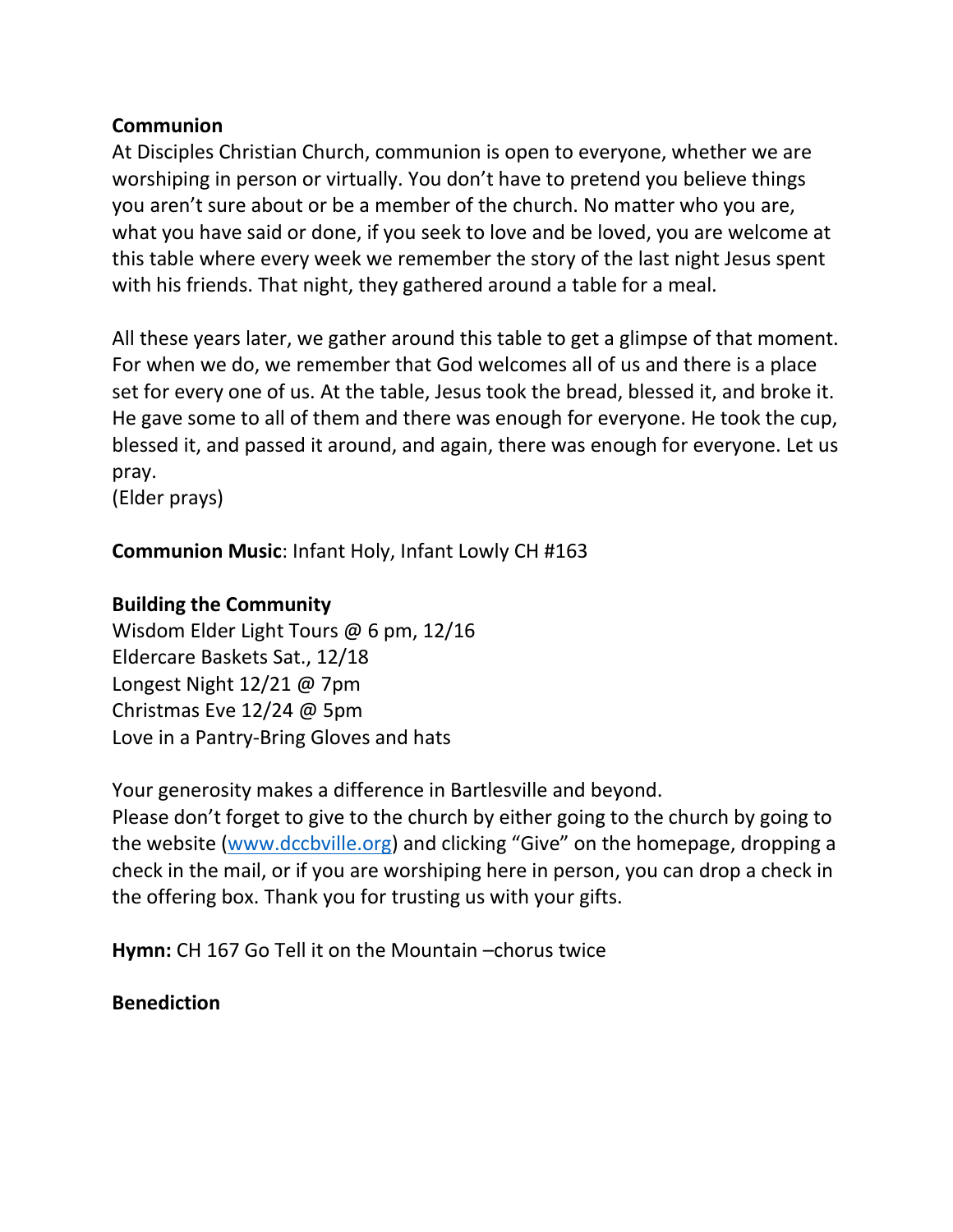**Communion**

At Disciples Christian Church, communion is open to everyone, whether we are worshiping in person or virtually. You don't have to pretend you believe things you aren't sure about or be a member of the church. No matter who you are, what you have said or done, if you seek to love and be loved, you are welcome at this table where every week we remember the story of the last night Jesus spent with his friends. That night, they gathered around a table for a meal.

All these years later, we gather around this table to get a glimpse of that moment. For when we do, we remember that God welcomes all of us and there is a place set for every one of us. At the table, Jesus took the bread, blessed it, and broke it. He gave some to all of them and there was enough for everyone. He took the cup, blessed it, and passed it around, and again, there was enough for everyone. Let us pray.
(Elder prays)

**Communion Music**: Infant Holy, Infant Lowly CH #163

**Building the Community**

Wisdom Elder Light Tours @ 6 pm, 12/16
Eldercare Baskets Sat., 12/18
Longest Night 12/21 @ 7pm
Christmas Eve 12/24 @ 5pm
Love in a Pantry-Bring Gloves and hats

Your generosity makes a difference in Bartlesville and beyond.
Please don't forget to give to the church by either going to the church by going to the website (www.dccbville.org) and clicking "Give" on the homepage, dropping a check in the mail, or if you are worshiping here in person, you can drop a check in the offering box. Thank you for trusting us with your gifts.

**Hymn:** CH 167 Go Tell it on the Mountain –chorus twice

**Benediction**